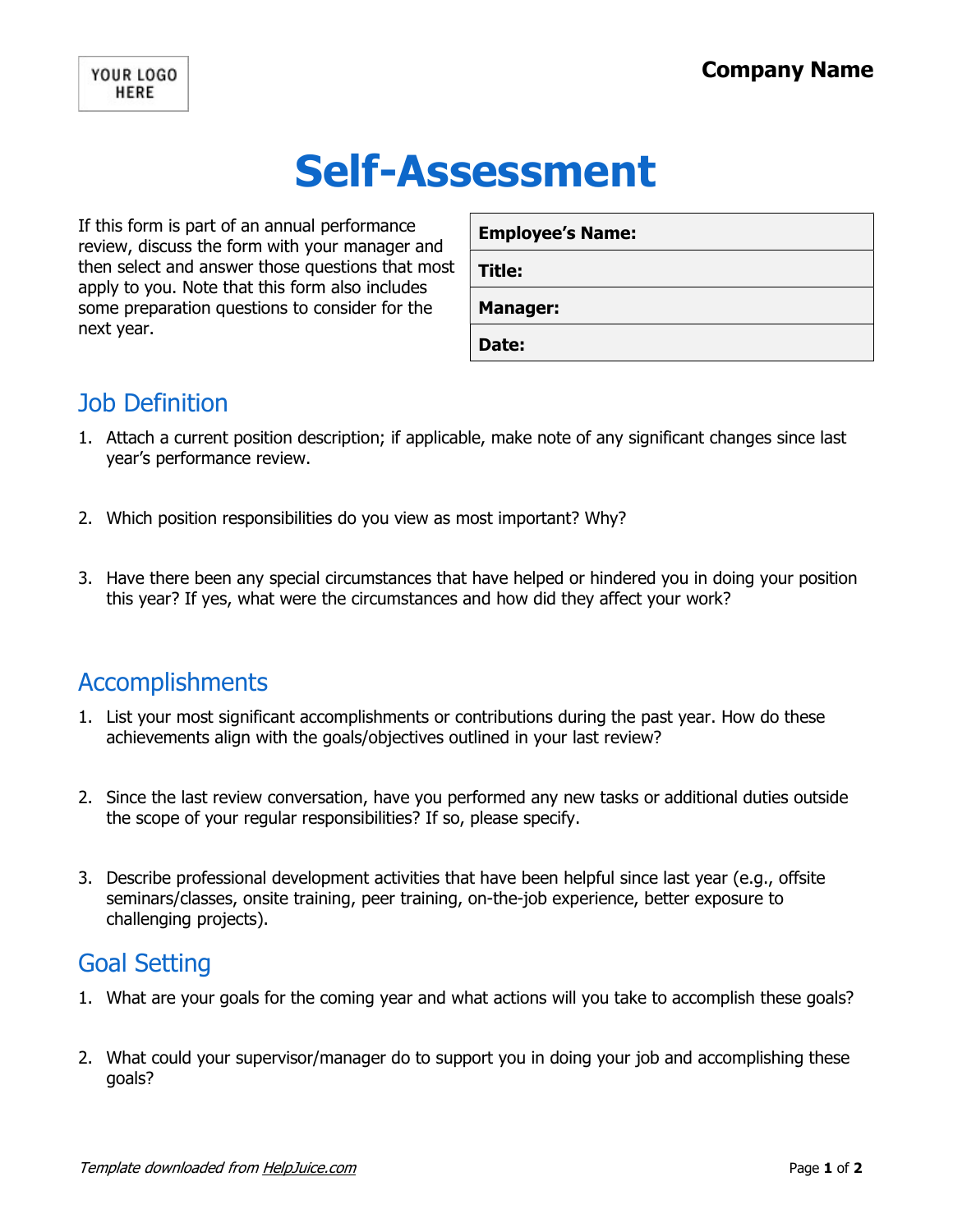YOUR LOGO HERE

**Company Name**

# Self-Assessment

If this form is part of an annual performance review, discuss the form with your manager and then select and answer those questions that most apply to you. Note that this form also includes some preparation questions to consider for the next year.

| **Employee's Name:** |
|---|
| **Title:** |
| **Manager:** |
| **Date:** |

## Job Definition

1. Attach a current position description; if applicable, make note of any significant changes since last year's performance review.

2. Which position responsibilities do you view as most important? Why?

3. Have there been any special circumstances that have helped or hindered you in doing your position this year? If yes, what were the circumstances and how did they affect your work?

## Accomplishments

1. List your most significant accomplishments or contributions during the past year. How do these achievements align with the goals/objectives outlined in your last review?

2. Since the last review conversation, have you performed any new tasks or additional duties outside the scope of your regular responsibilities? If so, please specify.

3. Describe professional development activities that have been helpful since last year (e.g., offsite seminars/classes, onsite training, peer training, on-the-job experience, better exposure to challenging projects).

## Goal Setting

1. What are your goals for the coming year and what actions will you take to accomplish these goals?

2. What could your supervisor/manager do to support you in doing your job and accomplishing these goals?

*Template downloaded from HelpJuice.com*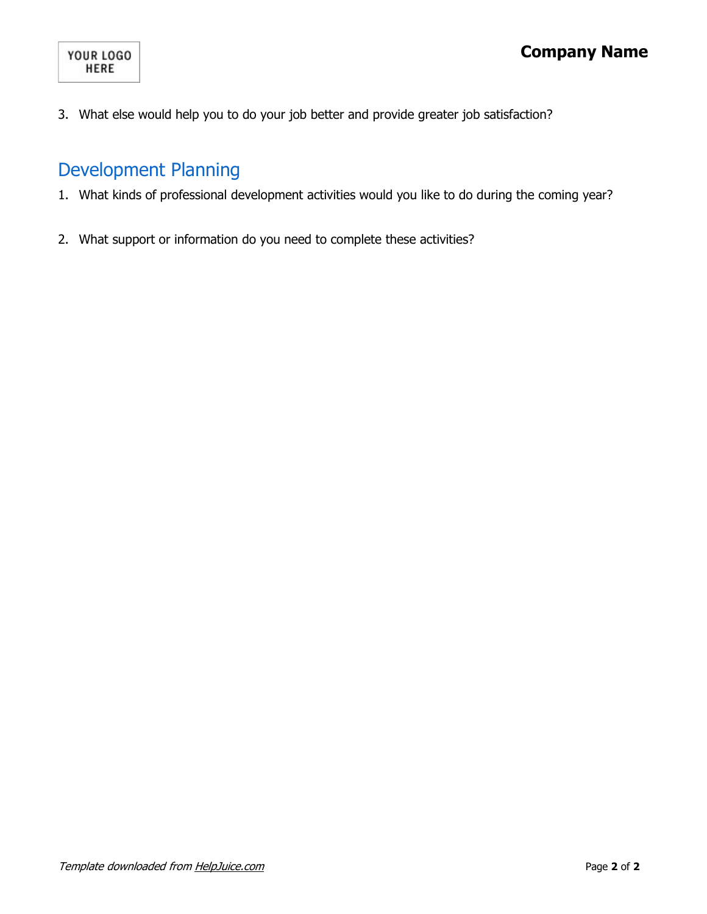3. What else would help you to do your job better and provide greater job satisfaction?

## Development Planning

1. What kinds of professional development activities would you like to do during the coming year?

2. What support or information do you need to complete these activities?